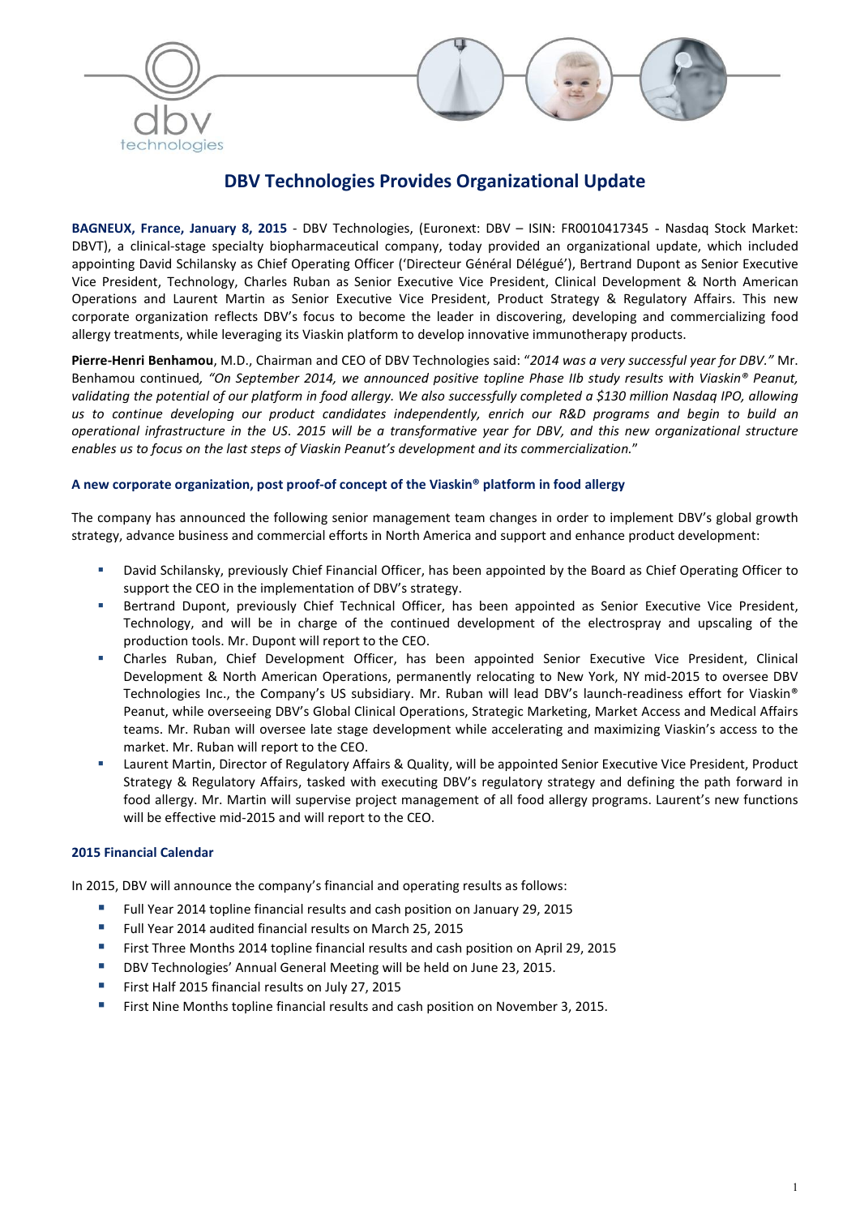# DBV Technologies Provides Organizational Update

**BAGNEUX, France, January 8, 2015** - DBV Technologies, (Euronext: DBV – ISIN: FR0010417345 - Nasdaq Stock Market: DBVT), a clinical-stage specialty biopharmaceutical company, today provided an organizational update, which included appointing David Schilansky as Chief Operating Officer ('Directeur Général Délégué'), Bertrand Dupont as Senior Executive Vice President, Technology, Charles Ruban as Senior Executive Vice President, Clinical Development & North American Operations and Laurent Martin as Senior Executive Vice President, Product Strategy & Regulatory Affairs. This new corporate organization reflects DBV's focus to become the leader in discovering, developing and commercializing food allergy treatments, while leveraging its Viaskin platform to develop innovative immunotherapy products.

**Pierre-Henri Benhamou**, M.D., Chairman and CEO of DBV Technologies said: "*2014 was a very successful year for DBV.*" Mr. Benhamou continued*, "On September 2014, we announced positive topline Phase IIb study results with Viaskin® Peanut, validating the potential of our platform in food allergy. We also successfully completed a $130 million Nasdaq IPO, allowing us to continue developing our product candidates independently, enrich our R&D programs and begin to build an operational infrastructure in the US. 2015 will be a transformative year for DBV, and this new organizational structure enables us to focus on the last steps of Viaskin Peanut's development and its commercialization.*"

#### A new corporate organization, post proof-of concept of the Viaskin® platform in food allergy

The company has announced the following senior management team changes in order to implement DBV's global growth strategy, advance business and commercial efforts in North America and support and enhance product development:

- David Schilansky, previously Chief Financial Officer, has been appointed by the Board as Chief Operating Officer to support the CEO in the implementation of DBV's strategy.
- Bertrand Dupont, previously Chief Technical Officer, has been appointed as Senior Executive Vice President, Technology, and will be in charge of the continued development of the electrospray and upscaling of the production tools. Mr. Dupont will report to the CEO.
- Charles Ruban, Chief Development Officer, has been appointed Senior Executive Vice President, Clinical Development & North American Operations, permanently relocating to New York, NY mid-2015 to oversee DBV Technologies Inc., the Company's US subsidiary. Mr. Ruban will lead DBV's launch-readiness effort for Viaskin® Peanut, while overseeing DBV's Global Clinical Operations, Strategic Marketing, Market Access and Medical Affairs teams. Mr. Ruban will oversee late stage development while accelerating and maximizing Viaskin's access to the market. Mr. Ruban will report to the CEO.
- Laurent Martin, Director of Regulatory Affairs & Quality, will be appointed Senior Executive Vice President, Product Strategy & Regulatory Affairs, tasked with executing DBV's regulatory strategy and defining the path forward in food allergy. Mr. Martin will supervise project management of all food allergy programs. Laurent's new functions will be effective mid-2015 and will report to the CEO.

#### 2015 Financial Calendar

In 2015, DBV will announce the company's financial and operating results as follows:

- Full Year 2014 topline financial results and cash position on January 29, 2015
- Full Year 2014 audited financial results on March 25, 2015
- First Three Months 2014 topline financial results and cash position on April 29, 2015
- DBV Technologies' Annual General Meeting will be held on June 23, 2015.
- First Half 2015 financial results on July 27, 2015
- First Nine Months topline financial results and cash position on November 3, 2015.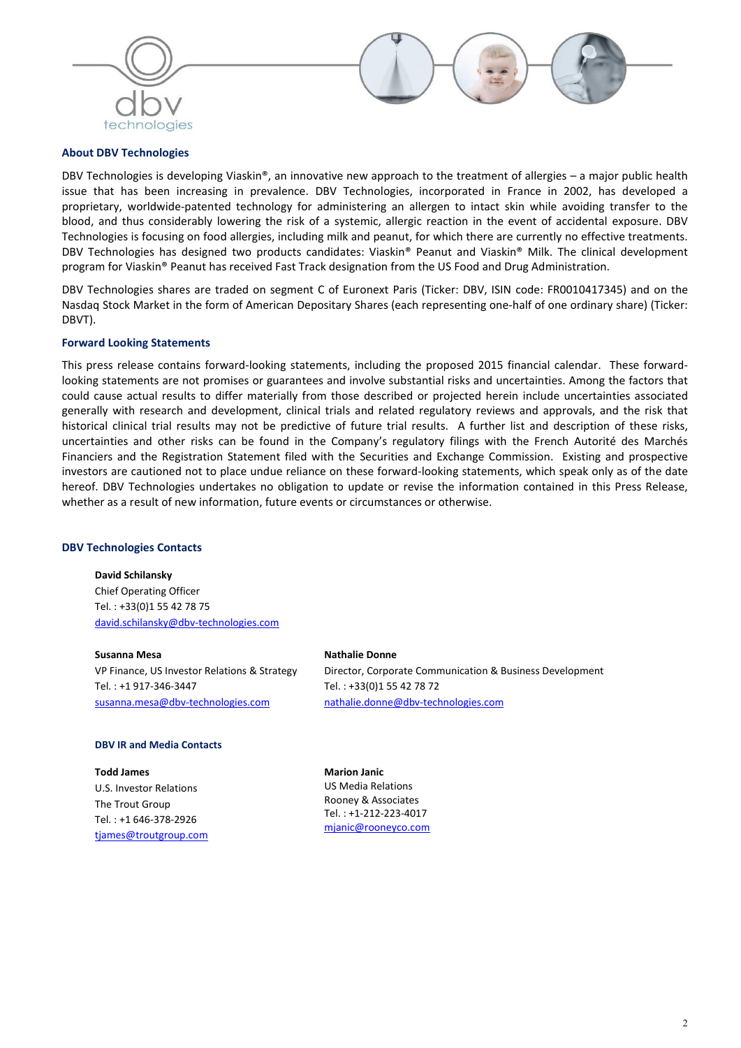## About DBV Technologies

DBV Technologies is developing Viaskin®, an innovative new approach to the treatment of allergies – a major public health issue that has been increasing in prevalence. DBV Technologies, incorporated in France in 2002, has developed a proprietary, worldwide-patented technology for administering an allergen to intact skin while avoiding transfer to the blood, and thus considerably lowering the risk of a systemic, allergic reaction in the event of accidental exposure. DBV Technologies is focusing on food allergies, including milk and peanut, for which there are currently no effective treatments. DBV Technologies has designed two products candidates: Viaskin® Peanut and Viaskin® Milk. The clinical development program for Viaskin® Peanut has received Fast Track designation from the US Food and Drug Administration.

DBV Technologies shares are traded on segment C of Euronext Paris (Ticker: DBV, ISIN code: FR0010417345) and on the Nasdaq Stock Market in the form of American Depositary Shares (each representing one-half of one ordinary share) (Ticker: DBVT).

## Forward Looking Statements

This press release contains forward-looking statements, including the proposed 2015 financial calendar. These forward-looking statements are not promises or guarantees and involve substantial risks and uncertainties. Among the factors that could cause actual results to differ materially from those described or projected herein include uncertainties associated generally with research and development, clinical trials and related regulatory reviews and approvals, and the risk that historical clinical trial results may not be predictive of future trial results. A further list and description of these risks, uncertainties and other risks can be found in the Company's regulatory filings with the French Autorité des Marchés Financiers and the Registration Statement filed with the Securities and Exchange Commission. Existing and prospective investors are cautioned not to place undue reliance on these forward-looking statements, which speak only as of the date hereof. DBV Technologies undertakes no obligation to update or revise the information contained in this Press Release, whether as a result of new information, future events or circumstances or otherwise.

## DBV Technologies Contacts

**David Schilansky**
Chief Operating Officer
Tel. : +33(0)1 55 42 78 75
david.schilansky@dbv-technologies.com

**Susanna Mesa**
VP Finance, US Investor Relations & Strategy
Tel. : +1 917-346-3447
susanna.mesa@dbv-technologies.com

**Nathalie Donne**
Director, Corporate Communication & Business Development
Tel. : +33(0)1 55 42 78 72
nathalie.donne@dbv-technologies.com

### DBV IR and Media Contacts

**Todd James**
U.S. Investor Relations
The Trout Group
Tel. : +1 646-378-2926
tjames@troutgroup.com

**Marion Janic**
US Media Relations
Rooney & Associates
Tel. : +1-212-223-4017
mjanic@rooneyco.com